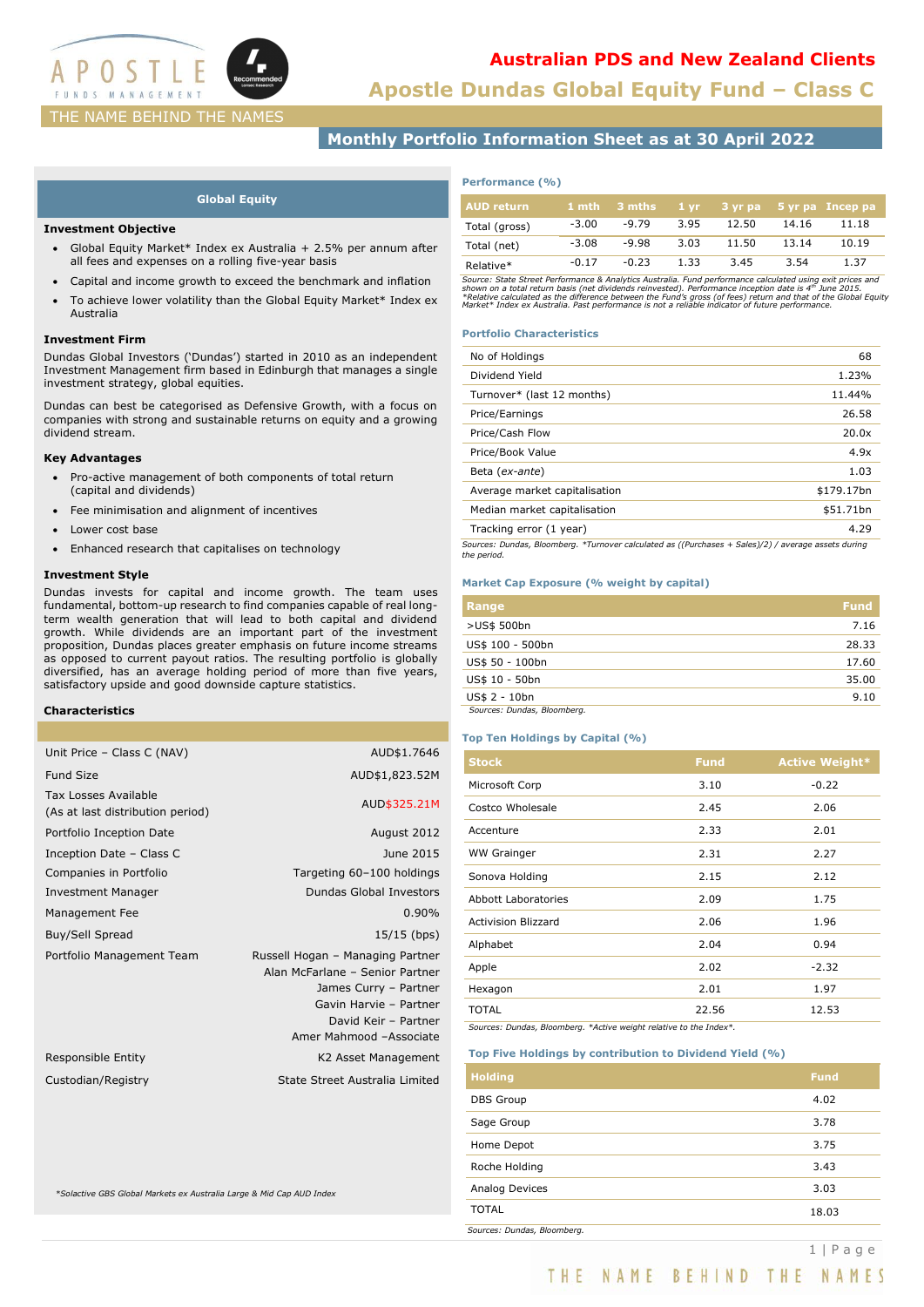# Australian PDS and New Zealand Clients

# Apostle Dundas Global Equity Fund – Class C

THE NAME BEHIND THE NAMES

## Monthly Portfolio Information Sheet as at 30 April 2022

### Global Equity

**Investment Objective**

- Global Equity Market* Index ex Australia + 2.5% per annum after all fees and expenses on a rolling five-year basis
- Capital and income growth to exceed the benchmark and inflation
- To achieve lower volatility than the Global Equity Market* Index ex Australia

**Investment Firm**

Dundas Global Investors ('Dundas') started in 2010 as an independent Investment Management firm based in Edinburgh that manages a single investment strategy, global equities.

Dundas can best be categorised as Defensive Growth, with a focus on companies with strong and sustainable returns on equity and a growing dividend stream.

**Key Advantages**

- Pro-active management of both components of total return (capital and dividends)
- Fee minimisation and alignment of incentives
- Lower cost base
- Enhanced research that capitalises on technology

**Investment Style**

Dundas invests for capital and income growth. The team uses fundamental, bottom-up research to find companies capable of real long-term wealth generation that will lead to both capital and dividend growth. While dividends are an important part of the investment proposition, Dundas places greater emphasis on future income streams as opposed to current payout ratios. The resulting portfolio is globally diversified, has an average holding period of more than five years, satisfactory upside and good downside capture statistics.

**Characteristics**

| | |
|---|---|
| Unit Price – Class C (NAV) | AUD$1.7646 |
| Fund Size | AUD$1,823.52M |
| Tax Losses Available (As at last distribution period) | AUD$325.21M |
| Portfolio Inception Date | August 2012 |
| Inception Date – Class C | June 2015 |
| Companies in Portfolio | Targeting 60–100 holdings |
| Investment Manager | Dundas Global Investors |
| Management Fee | 0.90% |
| Buy/Sell Spread | 15/15 (bps) |
| Portfolio Management Team | Russell Hogan – Managing Partner<br>Alan McFarlane – Senior Partner<br>James Curry – Partner<br>Gavin Harvie – Partner<br>David Keir – Partner<br>Amer Mahmood –Associate |
| Responsible Entity | K2 Asset Management |
| Custodian/Registry | State Street Australia Limited |

*Solactive GBS Global Markets ex Australia Large & Mid Cap AUD Index

### Performance (%)

| AUD return | 1 mth | 3 mths | 1 yr | 3 yr pa | 5 yr pa | Incep pa |
|---|---|---|---|---|---|---|
| Total (gross) | -3.00 | -9.79 | 3.95 | 12.50 | 14.16 | 11.18 |
| Total (net) | -3.08 | -9.98 | 3.03 | 11.50 | 13.14 | 10.19 |
| Relative* | -0.17 | -0.23 | 1.33 | 3.45 | 3.54 | 1.37 |

*Source: State Street Performance & Analytics Australia. Fund performance calculated using exit prices and shown on a total return basis (net dividends reinvested). Performance inception date is 4th June 2015. *Relative calculated as the difference between the Fund's gross (of fees) return and that of the Global Equity Market* Index ex Australia. Past performance is not a reliable indicator of future performance.*

### Portfolio Characteristics

| | |
|---|---|
| No of Holdings | 68 |
| Dividend Yield | 1.23% |
| Turnover* (last 12 months) | 11.44% |
| Price/Earnings | 26.58 |
| Price/Cash Flow | 20.0x |
| Price/Book Value | 4.9x |
| Beta (*ex-ante*) | 1.03 |
| Average market capitalisation | $179.17bn |
| Median market capitalisation | $51.71bn |
| Tracking error (1 year) | 4.29 |

*Sources: Dundas, Bloomberg. *Turnover calculated as ((Purchases + Sales)/2) / average assets during the period.*

### Market Cap Exposure (% weight by capital)

| Range | Fund |
|---|---|
| >US$ 500bn | 7.16 |
| US$ 100 - 500bn | 28.33 |
| US$ 50 - 100bn | 17.60 |
| US$ 10 - 50bn | 35.00 |
| US$ 2 - 10bn | 9.10 |

*Sources: Dundas, Bloomberg.*

### Top Ten Holdings by Capital (%)

| Stock | Fund | Active Weight* |
|---|---|---|
| Microsoft Corp | 3.10 | -0.22 |
| Costco Wholesale | 2.45 | 2.06 |
| Accenture | 2.33 | 2.01 |
| WW Grainger | 2.31 | 2.27 |
| Sonova Holding | 2.15 | 2.12 |
| Abbott Laboratories | 2.09 | 1.75 |
| Activision Blizzard | 2.06 | 1.96 |
| Alphabet | 2.04 | 0.94 |
| Apple | 2.02 | -2.32 |
| Hexagon | 2.01 | 1.97 |
| TOTAL | 22.56 | 12.53 |

*Sources: Dundas, Bloomberg. *Active weight relative to the Index*.*

### Top Five Holdings by contribution to Dividend Yield (%)

| Holding | Fund |
|---|---|
| DBS Group | 4.02 |
| Sage Group | 3.78 |
| Home Depot | 3.75 |
| Roche Holding | 3.43 |
| Analog Devices | 3.03 |
| TOTAL | 18.03 |

*Sources: Dundas, Bloomberg.*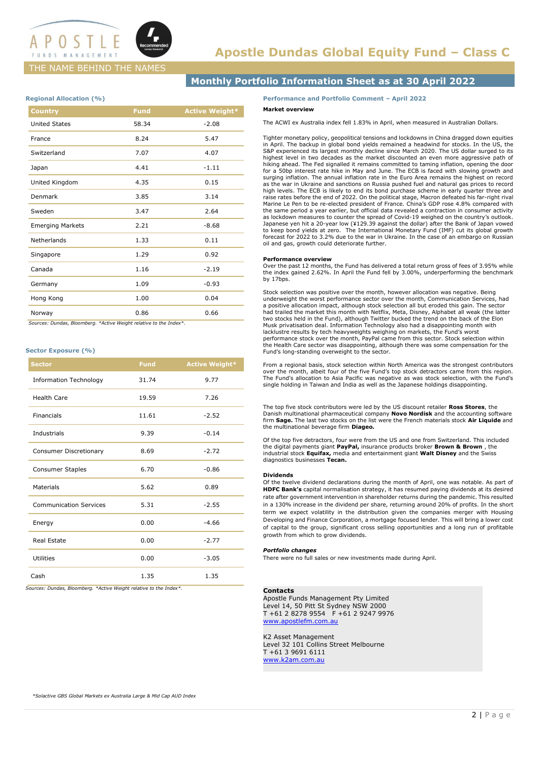# Apostle Dundas Global Equity Fund – Class C

THE NAME BEHIND THE NAMES

## Monthly Portfolio Information Sheet as at 30 April 2022

### Regional Allocation (%)

| Country | Fund | Active Weight* |
|---|---|---|
| United States | 58.34 | -2.08 |
| France | 8.24 | 5.47 |
| Switzerland | 7.07 | 4.07 |
| Japan | 4.41 | -1.11 |
| United Kingdom | 4.35 | 0.15 |
| Denmark | 3.85 | 3.14 |
| Sweden | 3.47 | 2.64 |
| Emerging Markets | 2.21 | -8.68 |
| Netherlands | 1.33 | 0.11 |
| Singapore | 1.29 | 0.92 |
| Canada | 1.16 | -2.19 |
| Germany | 1.09 | -0.93 |
| Hong Kong | 1.00 | 0.04 |
| Norway | 0.86 | 0.66 |

*Sources: Dundas, Bloomberg. *Active Weight relative to the Index*.*

### Sector Exposure (%)

| Sector | Fund | Active Weight* |
|---|---|---|
| Information Technology | 31.74 | 9.77 |
| Health Care | 19.59 | 7.26 |
| Financials | 11.61 | -2.52 |
| Industrials | 9.39 | -0.14 |
| Consumer Discretionary | 8.69 | -2.72 |
| Consumer Staples | 6.70 | -0.86 |
| Materials | 5.62 | 0.89 |
| Communication Services | 5.31 | -2.55 |
| Energy | 0.00 | -4.66 |
| Real Estate | 0.00 | -2.77 |
| Utilities | 0.00 | -3.05 |
| Cash | 1.35 | 1.35 |

*Sources: Dundas, Bloomberg. *Active Weight relative to the Index*.*

### Performance and Portfolio Comment – April 2022

**Market overview**

The ACWI ex Australia index fell 1.83% in April, when measured in Australian Dollars.

Tighter monetary policy, geopolitical tensions and lockdowns in China dragged down equities in April. The backup in global bond yields remained a headwind for stocks. In the US, the S&P experienced its largest monthly decline since March 2020. The US dollar surged to its highest level in two decades as the market discounted an even more aggressive path of hiking ahead. The Fed signalled it remains committed to taming inflation, opening the door for a 50bp interest rate hike in May and June. The ECB is faced with slowing growth and surging inflation. The annual inflation rate in the Euro Area remains the highest on record as the war in Ukraine and sanctions on Russia pushed fuel and natural gas prices to record high levels. The ECB is likely to end its bond purchase scheme in early quarter three and raise rates before the end of 2022. On the political stage, Macron defeated his far-right rival Marine Le Pen to be re-elected president of France. China's GDP rose 4.8% compared with the same period a year earlier, but official data revealed a contraction in consumer activity as lockdown measures to counter the spread of Covid-19 weighed on the country's outlook. Japanese yen hit a 20-year low (¥129.39 against the dollar) after the Bank of Japan vowed to keep bond yields at zero. The International Monetary Fund (IMF) cut its global growth forecast for 2022 to 3.2% due to the war in Ukraine. In the case of an embargo on Russian oil and gas, growth could deteriorate further.

**Performance overview**

Over the past 12 months, the Fund has delivered a total return gross of fees of 3.95% while the index gained 2.62%. In April the Fund fell by 3.00%, underperforming the benchmark by 17bps.

Stock selection was positive over the month, however allocation was negative. Being underweight the worst performance sector over the month, Communication Services, had a positive allocation impact, although stock selection all but eroded this gain. The sector had trailed the market this month with Netflix, Meta, Disney, Alphabet all weak (the latter two stocks held in the Fund), although Twitter bucked the trend on the back of the Elon Musk privatisation deal. Information Technology also had a disappointing month with lacklustre results by tech heavyweights weighing on markets, the Fund's worst performance stock over the month, PayPal came from this sector. Stock selection within the Health Care sector was disappointing, although there was some compensation for the Fund's long-standing overweight to the sector.

From a regional basis, stock selection within North America was the strongest contributors over the month, albeit four of the five Fund's top stock detractors came from this region. The Fund's allocation to Asia Pacific was negative as was stock selection, with the Fund's single holding in Taiwan and India as well as the Japanese holdings disappointing.

The top five stock contributors were led by the US discount retailer **Ross Stores**, the Danish multinational pharmaceutical company **Novo Nordisk** and the accounting software firm **Sage.** The last two stocks on the list were the French materials stock **Air Liquide** and the multinational beverage firm **Diageo.**

Of the top five detractors, four were from the US and one from Switzerland. This included the digital payments giant **PayPal,** insurance products broker **Brown & Brown** , the industrial stock **Equifax,** media and entertainment giant **Walt Disney** and the Swiss diagnostics businesses **Tecan.**

**Dividends**

Of the twelve dividend declarations during the month of April, one was notable. As part of **HDFC Bank's** capital normalisation strategy, it has resumed paying dividends at its desired rate after government intervention in shareholder returns during the pandemic. This resulted in a 130% increase in the dividend per share, returning around 20% of profits. In the short term we expect volatility in the distribution given the companies merger with Housing Developing and Finance Corporation, a mortgage focused lender. This will bring a lower cost of capital to the group, significant cross selling opportunities and a long run of profitable growth from which to grow dividends.

***Portfolio changes***

There were no full sales or new investments made during April.

**Contacts**

Apostle Funds Management Pty Limited
Level 14, 50 Pitt St Sydney NSW 2000
T +61 2 8278 9554 F +61 2 9247 9976
www.apostlefm.com.au

K2 Asset Management
Level 32 101 Collins Street Melbourne
T +61 3 9691 6111
www.k2am.com.au

*Solactive GBS Global Markets ex Australia Large & Mid Cap AUD Index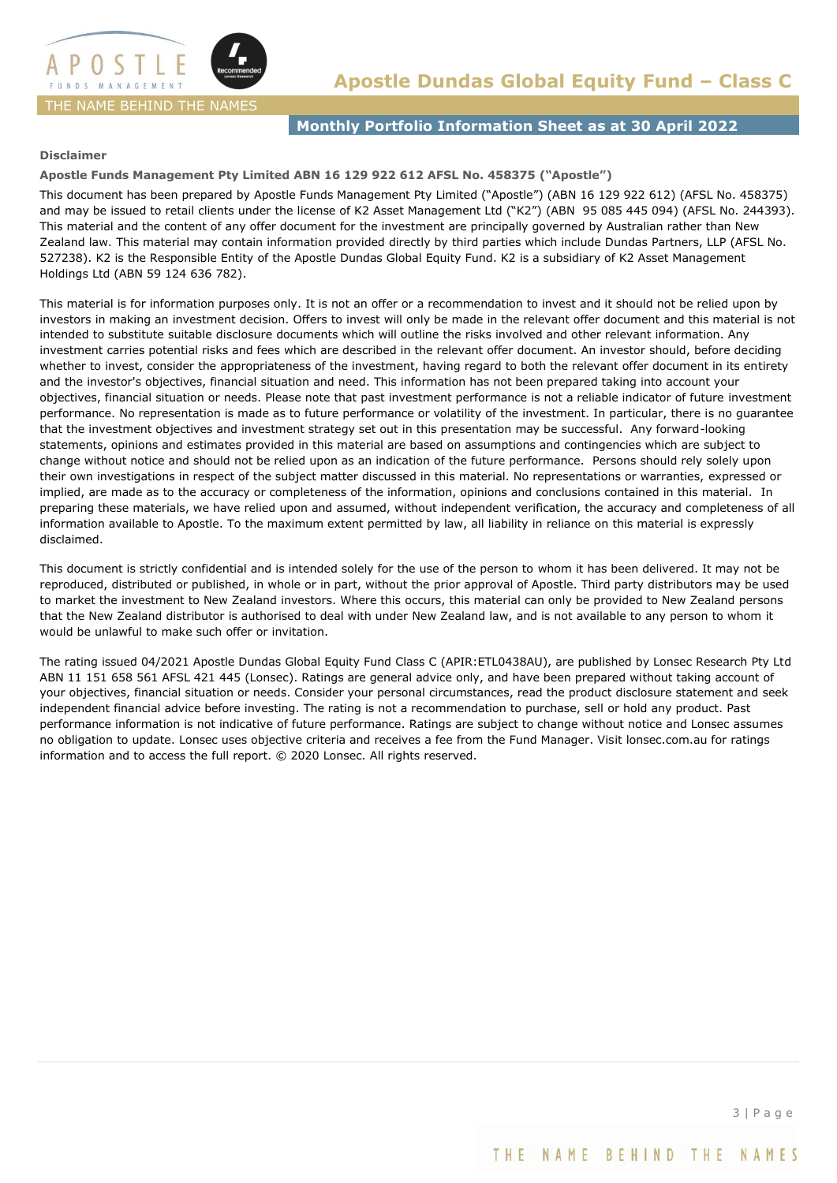# Apostle Dundas Global Equity Fund – Class C

## Monthly Portfolio Information Sheet as at 30 April 2022

**Disclaimer**

**Apostle Funds Management Pty Limited ABN 16 129 922 612 AFSL No. 458375 ("Apostle")**

This document has been prepared by Apostle Funds Management Pty Limited ("Apostle") (ABN 16 129 922 612) (AFSL No. 458375) and may be issued to retail clients under the license of K2 Asset Management Ltd ("K2") (ABN 95 085 445 094) (AFSL No. 244393). This material and the content of any offer document for the investment are principally governed by Australian rather than New Zealand law. This material may contain information provided directly by third parties which include Dundas Partners, LLP (AFSL No. 527238). K2 is the Responsible Entity of the Apostle Dundas Global Equity Fund. K2 is a subsidiary of K2 Asset Management Holdings Ltd (ABN 59 124 636 782).

This material is for information purposes only. It is not an offer or a recommendation to invest and it should not be relied upon by investors in making an investment decision. Offers to invest will only be made in the relevant offer document and this material is not intended to substitute suitable disclosure documents which will outline the risks involved and other relevant information. Any investment carries potential risks and fees which are described in the relevant offer document. An investor should, before deciding whether to invest, consider the appropriateness of the investment, having regard to both the relevant offer document in its entirety and the investor's objectives, financial situation and need. This information has not been prepared taking into account your objectives, financial situation or needs. Please note that past investment performance is not a reliable indicator of future investment performance. No representation is made as to future performance or volatility of the investment. In particular, there is no guarantee that the investment objectives and investment strategy set out in this presentation may be successful. Any forward-looking statements, opinions and estimates provided in this material are based on assumptions and contingencies which are subject to change without notice and should not be relied upon as an indication of the future performance. Persons should rely solely upon their own investigations in respect of the subject matter discussed in this material. No representations or warranties, expressed or implied, are made as to the accuracy or completeness of the information, opinions and conclusions contained in this material. In preparing these materials, we have relied upon and assumed, without independent verification, the accuracy and completeness of all information available to Apostle. To the maximum extent permitted by law, all liability in reliance on this material is expressly disclaimed.

This document is strictly confidential and is intended solely for the use of the person to whom it has been delivered. It may not be reproduced, distributed or published, in whole or in part, without the prior approval of Apostle. Third party distributors may be used to market the investment to New Zealand investors. Where this occurs, this material can only be provided to New Zealand persons that the New Zealand distributor is authorised to deal with under New Zealand law, and is not available to any person to whom it would be unlawful to make such offer or invitation.

The rating issued 04/2021 Apostle Dundas Global Equity Fund Class C (APIR:ETL0438AU), are published by Lonsec Research Pty Ltd ABN 11 151 658 561 AFSL 421 445 (Lonsec). Ratings are general advice only, and have been prepared without taking account of your objectives, financial situation or needs. Consider your personal circumstances, read the product disclosure statement and seek independent financial advice before investing. The rating is not a recommendation to purchase, sell or hold any product. Past performance information is not indicative of future performance. Ratings are subject to change without notice and Lonsec assumes no obligation to update. Lonsec uses objective criteria and receives a fee from the Fund Manager. Visit lonsec.com.au for ratings information and to access the full report. © 2020 Lonsec. All rights reserved.